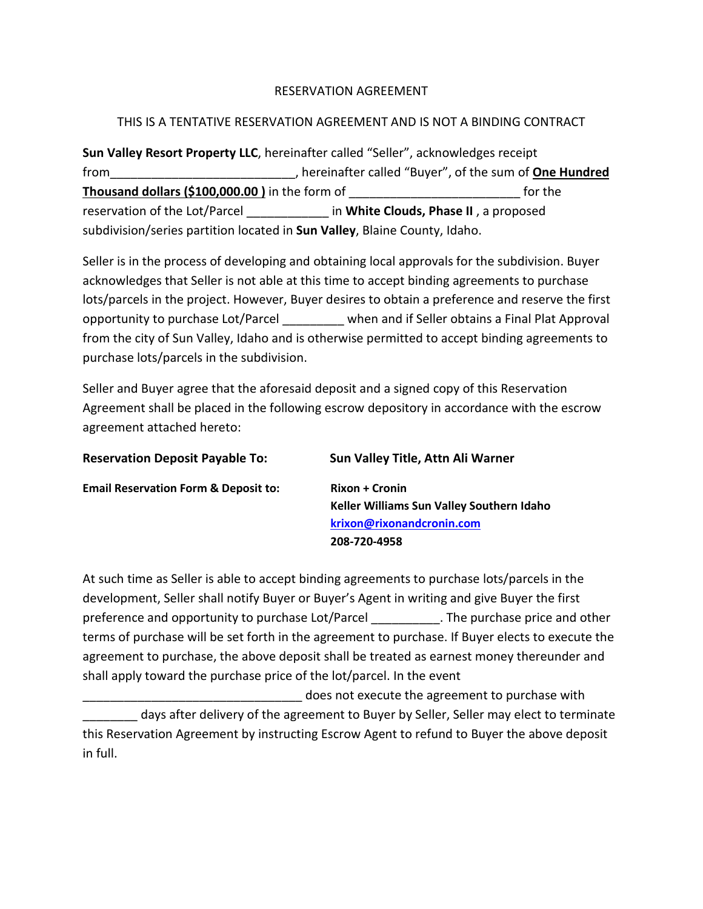RESERVATION AGREEMENT

THIS IS A TENTATIVE RESERVATION AGREEMENT AND IS NOT A BINDING CONTRACT

**Sun Valley Resort Property LLC**, hereinafter called "Seller", acknowledges receipt from___________________________, hereinafter called "Buyer", of the sum of **One Hundred Thousand dollars ($100,000.00 )** in the form of ________________________ for the reservation of the Lot/Parcel ____________ in **White Clouds, Phase II** , a proposed subdivision/series partition located in **Sun Valley**, Blaine County, Idaho.

Seller is in the process of developing and obtaining local approvals for the subdivision. Buyer acknowledges that Seller is not able at this time to accept binding agreements to purchase lots/parcels in the project. However, Buyer desires to obtain a preference and reserve the first opportunity to purchase Lot/Parcel _________ when and if Seller obtains a Final Plat Approval from the city of Sun Valley, Idaho and is otherwise permitted to accept binding agreements to purchase lots/parcels in the subdivision.

Seller and Buyer agree that the aforesaid deposit and a signed copy of this Reservation Agreement shall be placed in the following escrow depository in accordance with the escrow agreement attached hereto:

**Reservation Deposit Payable To:** **Sun Valley Title, Attn Ali Warner**

**Email Reservation Form & Deposit to:** **Rixon + Cronin**
**Keller Williams Sun Valley Southern Idaho**
**krixon@rixonandcronin.com**
**208-720-4958**

At such time as Seller is able to accept binding agreements to purchase lots/parcels in the development, Seller shall notify Buyer or Buyer's Agent in writing and give Buyer the first preference and opportunity to purchase Lot/Parcel __________. The purchase price and other terms of purchase will be set forth in the agreement to purchase. If Buyer elects to execute the agreement to purchase, the above deposit shall be treated as earnest money thereunder and shall apply toward the purchase price of the lot/parcel. In the event ________________________________ does not execute the agreement to purchase with ________ days after delivery of the agreement to Buyer by Seller, Seller may elect to terminate this Reservation Agreement by instructing Escrow Agent to refund to Buyer the above deposit in full.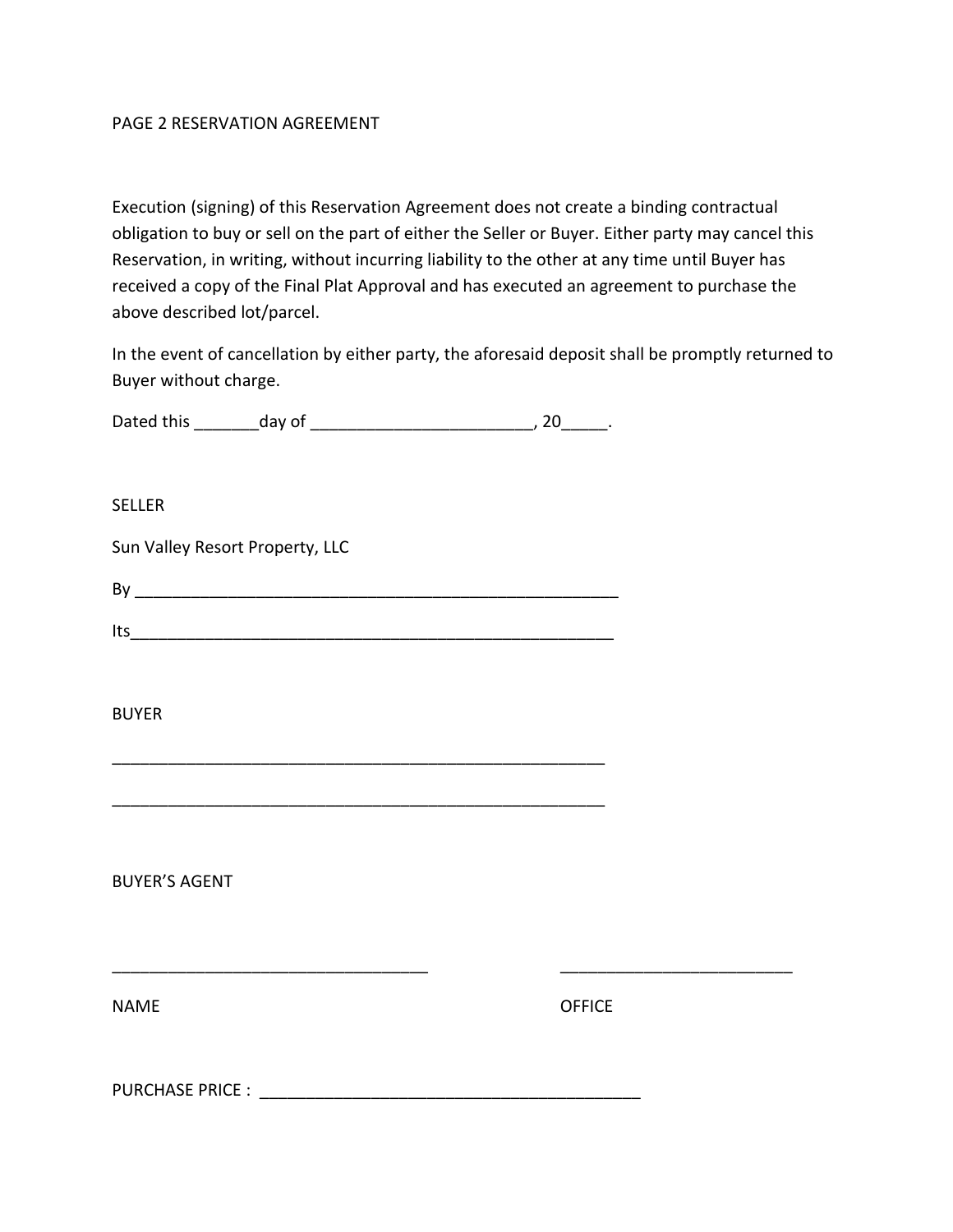PAGE 2 RESERVATION AGREEMENT

Execution (signing) of this Reservation Agreement does not create a binding contractual obligation to buy or sell on the part of either the Seller or Buyer. Either party may cancel this Reservation, in writing, without incurring liability to the other at any time until Buyer has received a copy of the Final Plat Approval and has executed an agreement to purchase the above described lot/parcel.

In the event of cancellation by either party, the aforesaid deposit shall be promptly returned to Buyer without charge.

Dated this _______day of ________________________, 20_____.

SELLER

Sun Valley Resort Property, LLC

By _______________________________________________________

Its_______________________________________________________

BUYER

_______________________________________________________

_______________________________________________________

BUYER'S AGENT

___________________________________ ___________________________

NAME OFFICE

PURCHASE PRICE : __________________________________________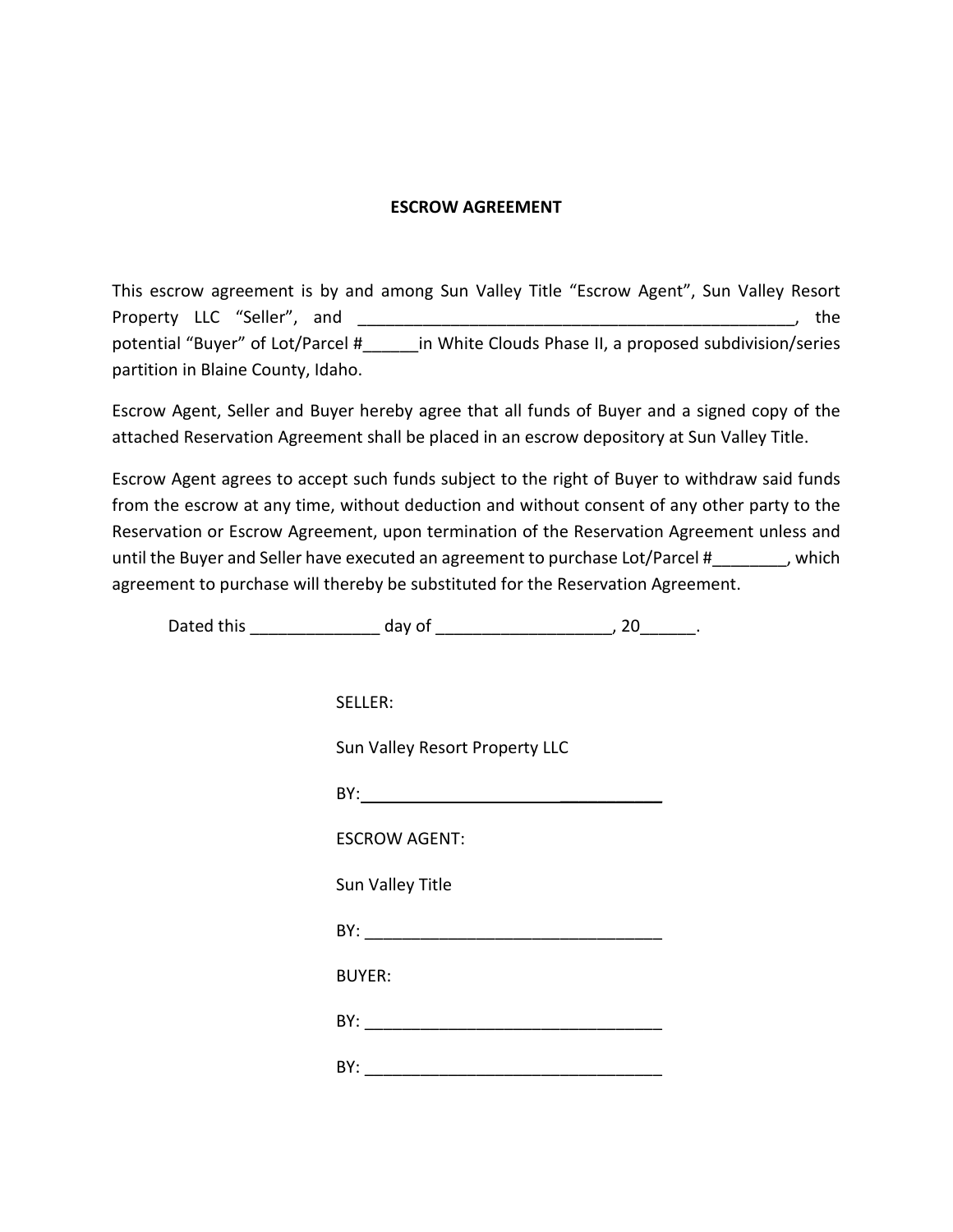**ESCROW AGREEMENT**

This escrow agreement is by and among Sun Valley Title "Escrow Agent", Sun Valley Resort Property LLC "Seller", and _________________________________________________, the potential "Buyer" of Lot/Parcel #______in White Clouds Phase II, a proposed subdivision/series partition in Blaine County, Idaho.

Escrow Agent, Seller and Buyer hereby agree that all funds of Buyer and a signed copy of the attached Reservation Agreement shall be placed in an escrow depository at Sun Valley Title.

Escrow Agent agrees to accept such funds subject to the right of Buyer to withdraw said funds from the escrow at any time, without deduction and without consent of any other party to the Reservation or Escrow Agreement, upon termination of the Reservation Agreement unless and until the Buyer and Seller have executed an agreement to purchase Lot/Parcel #________, which agreement to purchase will thereby be substituted for the Reservation Agreement.

Dated this ______________ day of ___________________, 20______.

SELLER:

Sun Valley Resort Property LLC

BY:________________________________

ESCROW AGENT:

Sun Valley Title

BY: ________________________________

BUYER:

BY: ________________________________

BY: ________________________________